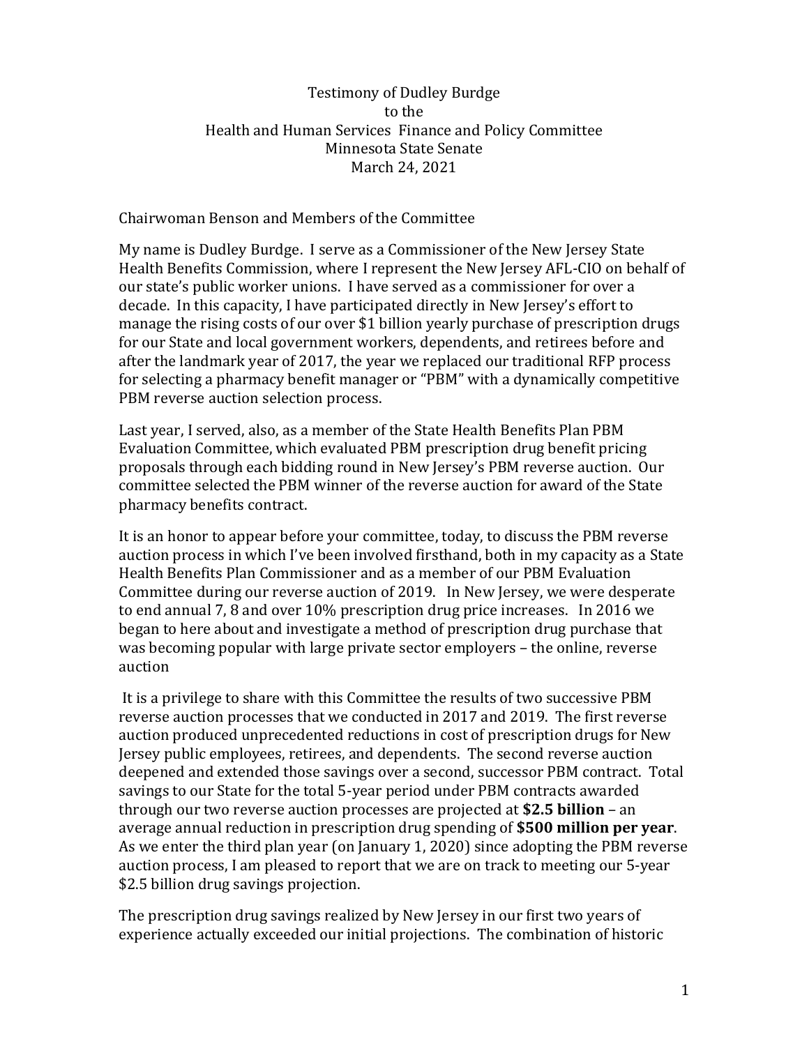Testimony of Dudley Burdge  
to the  
Health and Human Services Finance and Policy Committee  
Minnesota State Senate  
March 24, 2021

Chairwoman Benson and Members of the Committee

My name is Dudley Burdge. I serve as a Commissioner of the New Jersey State Health Benefits Commission, where I represent the New Jersey AFL-CIO on behalf of our state's public worker unions. I have served as a commissioner for over a decade. In this capacity, I have participated directly in New Jersey's effort to manage the rising costs of our over $1 billion yearly purchase of prescription drugs for our State and local government workers, dependents, and retirees before and after the landmark year of 2017, the year we replaced our traditional RFP process for selecting a pharmacy benefit manager or "PBM" with a dynamically competitive PBM reverse auction selection process.

Last year, I served, also, as a member of the State Health Benefits Plan PBM Evaluation Committee, which evaluated PBM prescription drug benefit pricing proposals through each bidding round in New Jersey's PBM reverse auction. Our committee selected the PBM winner of the reverse auction for award of the State pharmacy benefits contract.

It is an honor to appear before your committee, today, to discuss the PBM reverse auction process in which I've been involved firsthand, both in my capacity as a State Health Benefits Plan Commissioner and as a member of our PBM Evaluation Committee during our reverse auction of 2019. In New Jersey, we were desperate to end annual 7, 8 and over 10% prescription drug price increases. In 2016 we began to here about and investigate a method of prescription drug purchase that was becoming popular with large private sector employers – the online, reverse auction

It is a privilege to share with this Committee the results of two successive PBM reverse auction processes that we conducted in 2017 and 2019. The first reverse auction produced unprecedented reductions in cost of prescription drugs for New Jersey public employees, retirees, and dependents. The second reverse auction deepened and extended those savings over a second, successor PBM contract. Total savings to our State for the total 5-year period under PBM contracts awarded through our two reverse auction processes are projected at **$2.5 billion** – an average annual reduction in prescription drug spending of **$500 million per year**. As we enter the third plan year (on January 1, 2020) since adopting the PBM reverse auction process, I am pleased to report that we are on track to meeting our 5-year $2.5 billion drug savings projection.

The prescription drug savings realized by New Jersey in our first two years of experience actually exceeded our initial projections. The combination of historic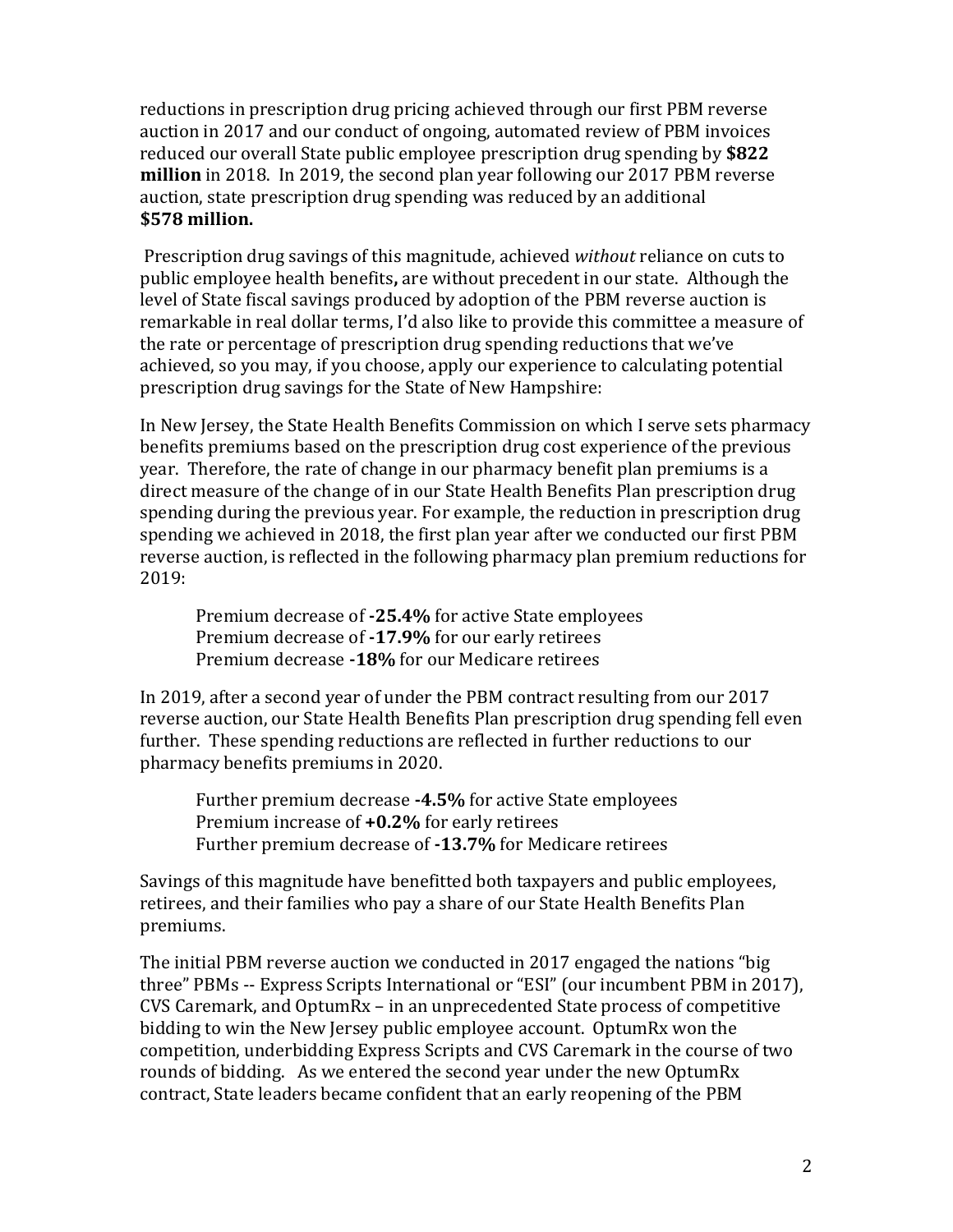reductions in prescription drug pricing achieved through our first PBM reverse auction in 2017 and our conduct of ongoing, automated review of PBM invoices reduced our overall State public employee prescription drug spending by **$822 million** in 2018. In 2019, the second plan year following our 2017 PBM reverse auction, state prescription drug spending was reduced by an additional **$578 million.**

Prescription drug savings of this magnitude, achieved *without* reliance on cuts to public employee health benefits**,** are without precedent in our state. Although the level of State fiscal savings produced by adoption of the PBM reverse auction is remarkable in real dollar terms, I'd also like to provide this committee a measure of the rate or percentage of prescription drug spending reductions that we've achieved, so you may, if you choose, apply our experience to calculating potential prescription drug savings for the State of New Hampshire:

In New Jersey, the State Health Benefits Commission on which I serve sets pharmacy benefits premiums based on the prescription drug cost experience of the previous year. Therefore, the rate of change in our pharmacy benefit plan premiums is a direct measure of the change of in our State Health Benefits Plan prescription drug spending during the previous year. For example, the reduction in prescription drug spending we achieved in 2018, the first plan year after we conducted our first PBM reverse auction, is reflected in the following pharmacy plan premium reductions for 2019:

> Premium decrease of **-25.4%** for active State employees
> Premium decrease of **-17.9%** for our early retirees
> Premium decrease **-18%** for our Medicare retirees

In 2019, after a second year of under the PBM contract resulting from our 2017 reverse auction, our State Health Benefits Plan prescription drug spending fell even further. These spending reductions are reflected in further reductions to our pharmacy benefits premiums in 2020.

> Further premium decrease **-4.5%** for active State employees
> Premium increase of **+0.2%** for early retirees
> Further premium decrease of **-13.7%** for Medicare retirees

Savings of this magnitude have benefitted both taxpayers and public employees, retirees, and their families who pay a share of our State Health Benefits Plan premiums.

The initial PBM reverse auction we conducted in 2017 engaged the nations "big three" PBMs -- Express Scripts International or "ESI" (our incumbent PBM in 2017), CVS Caremark, and OptumRx – in an unprecedented State process of competitive bidding to win the New Jersey public employee account. OptumRx won the competition, underbidding Express Scripts and CVS Caremark in the course of two rounds of bidding. As we entered the second year under the new OptumRx contract, State leaders became confident that an early reopening of the PBM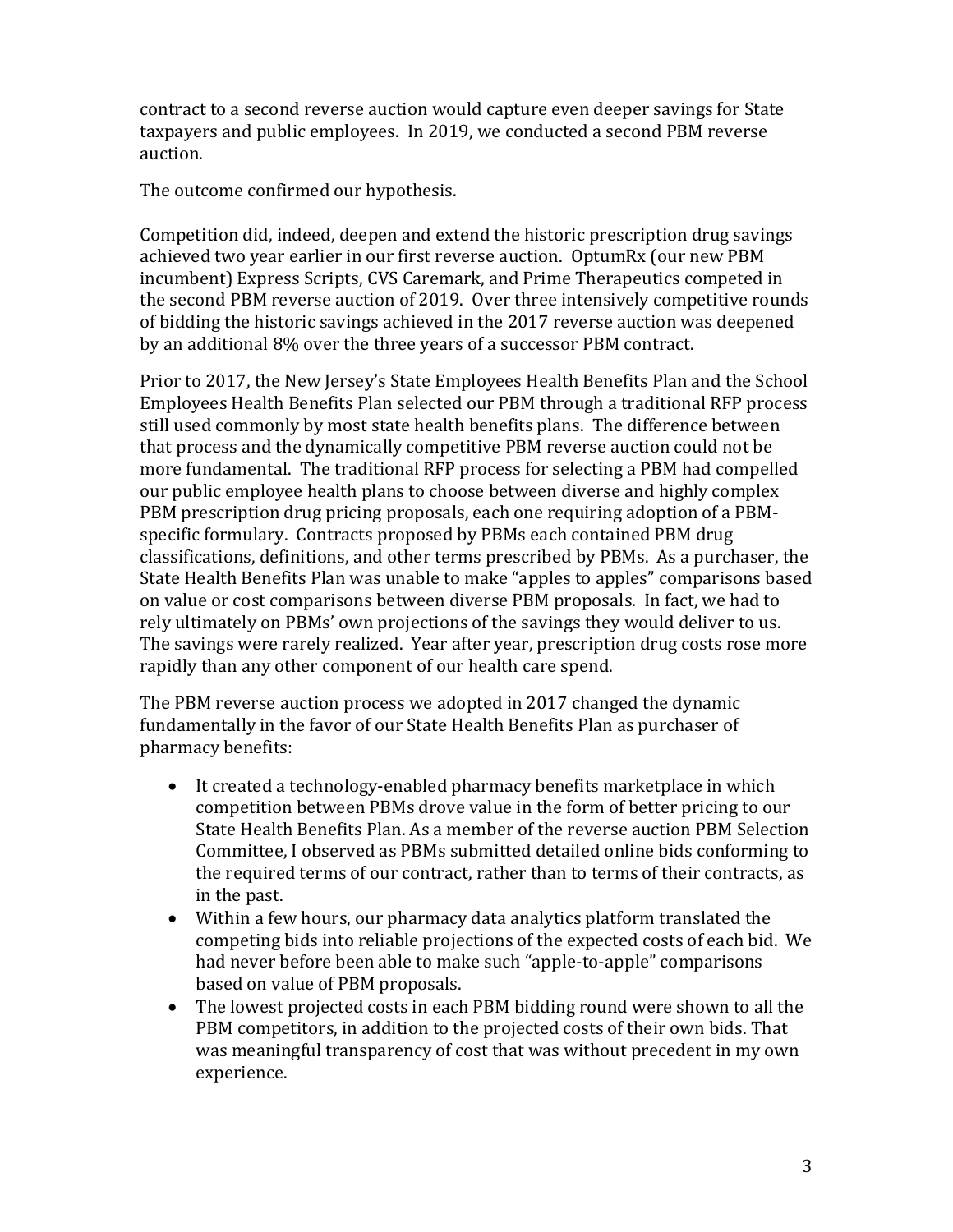contract to a second reverse auction would capture even deeper savings for State taxpayers and public employees. In 2019, we conducted a second PBM reverse auction.

The outcome confirmed our hypothesis.

Competition did, indeed, deepen and extend the historic prescription drug savings achieved two year earlier in our first reverse auction. OptumRx (our new PBM incumbent) Express Scripts, CVS Caremark, and Prime Therapeutics competed in the second PBM reverse auction of 2019. Over three intensively competitive rounds of bidding the historic savings achieved in the 2017 reverse auction was deepened by an additional 8% over the three years of a successor PBM contract.

Prior to 2017, the New Jersey's State Employees Health Benefits Plan and the School Employees Health Benefits Plan selected our PBM through a traditional RFP process still used commonly by most state health benefits plans. The difference between that process and the dynamically competitive PBM reverse auction could not be more fundamental. The traditional RFP process for selecting a PBM had compelled our public employee health plans to choose between diverse and highly complex PBM prescription drug pricing proposals, each one requiring adoption of a PBM-specific formulary. Contracts proposed by PBMs each contained PBM drug classifications, definitions, and other terms prescribed by PBMs. As a purchaser, the State Health Benefits Plan was unable to make "apples to apples" comparisons based on value or cost comparisons between diverse PBM proposals. In fact, we had to rely ultimately on PBMs' own projections of the savings they would deliver to us. The savings were rarely realized. Year after year, prescription drug costs rose more rapidly than any other component of our health care spend.

The PBM reverse auction process we adopted in 2017 changed the dynamic fundamentally in the favor of our State Health Benefits Plan as purchaser of pharmacy benefits:

- It created a technology-enabled pharmacy benefits marketplace in which competition between PBMs drove value in the form of better pricing to our State Health Benefits Plan. As a member of the reverse auction PBM Selection Committee, I observed as PBMs submitted detailed online bids conforming to the required terms of our contract, rather than to terms of their contracts, as in the past.
- Within a few hours, our pharmacy data analytics platform translated the competing bids into reliable projections of the expected costs of each bid. We had never before been able to make such "apple-to-apple" comparisons based on value of PBM proposals.
- The lowest projected costs in each PBM bidding round were shown to all the PBM competitors, in addition to the projected costs of their own bids. That was meaningful transparency of cost that was without precedent in my own experience.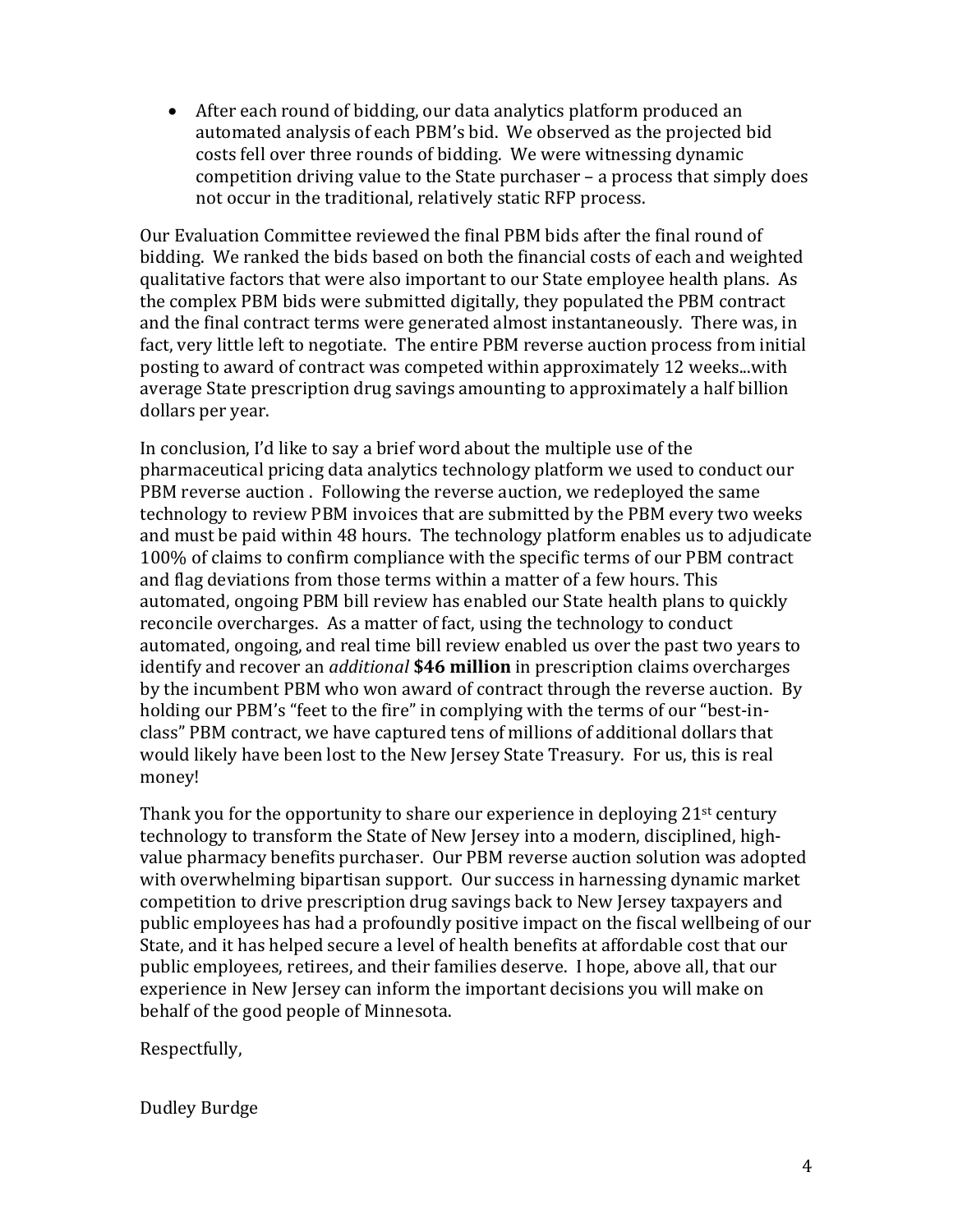- After each round of bidding, our data analytics platform produced an automated analysis of each PBM's bid. We observed as the projected bid costs fell over three rounds of bidding. We were witnessing dynamic competition driving value to the State purchaser – a process that simply does not occur in the traditional, relatively static RFP process.

Our Evaluation Committee reviewed the final PBM bids after the final round of bidding. We ranked the bids based on both the financial costs of each and weighted qualitative factors that were also important to our State employee health plans. As the complex PBM bids were submitted digitally, they populated the PBM contract and the final contract terms were generated almost instantaneously. There was, in fact, very little left to negotiate. The entire PBM reverse auction process from initial posting to award of contract was competed within approximately 12 weeks...with average State prescription drug savings amounting to approximately a half billion dollars per year.

In conclusion, I'd like to say a brief word about the multiple use of the pharmaceutical pricing data analytics technology platform we used to conduct our PBM reverse auction . Following the reverse auction, we redeployed the same technology to review PBM invoices that are submitted by the PBM every two weeks and must be paid within 48 hours. The technology platform enables us to adjudicate 100% of claims to confirm compliance with the specific terms of our PBM contract and flag deviations from those terms within a matter of a few hours. This automated, ongoing PBM bill review has enabled our State health plans to quickly reconcile overcharges. As a matter of fact, using the technology to conduct automated, ongoing, and real time bill review enabled us over the past two years to identify and recover an *additional* **$46 million** in prescription claims overcharges by the incumbent PBM who won award of contract through the reverse auction. By holding our PBM's "feet to the fire" in complying with the terms of our "best-in-class" PBM contract, we have captured tens of millions of additional dollars that would likely have been lost to the New Jersey State Treasury. For us, this is real money!

Thank you for the opportunity to share our experience in deploying 21st century technology to transform the State of New Jersey into a modern, disciplined, high-value pharmacy benefits purchaser. Our PBM reverse auction solution was adopted with overwhelming bipartisan support. Our success in harnessing dynamic market competition to drive prescription drug savings back to New Jersey taxpayers and public employees has had a profoundly positive impact on the fiscal wellbeing of our State, and it has helped secure a level of health benefits at affordable cost that our public employees, retirees, and their families deserve. I hope, above all, that our experience in New Jersey can inform the important decisions you will make on behalf of the good people of Minnesota.

Respectfully,

Dudley Burdge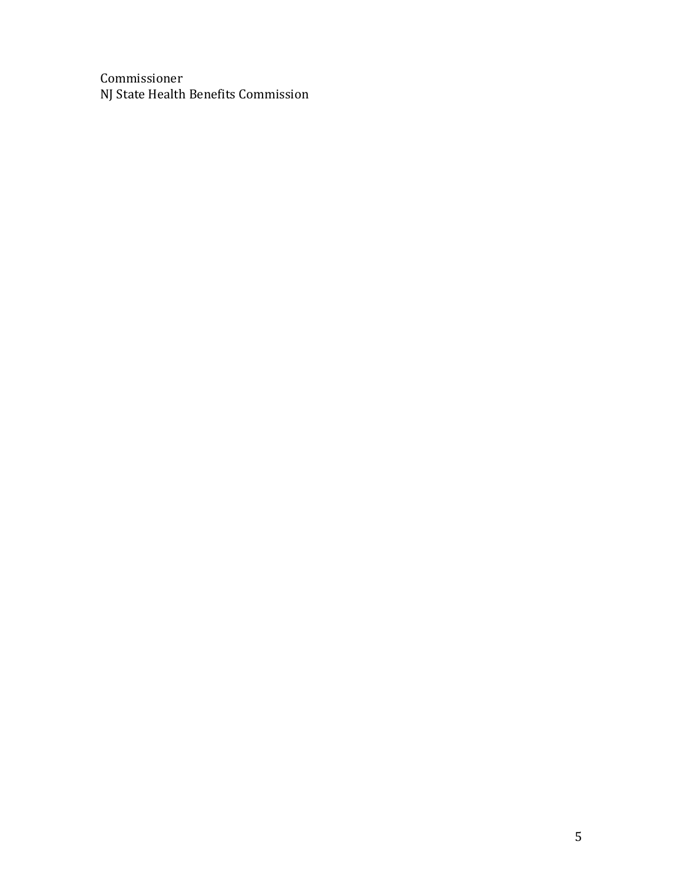Commissioner
NJ State Health Benefits Commission